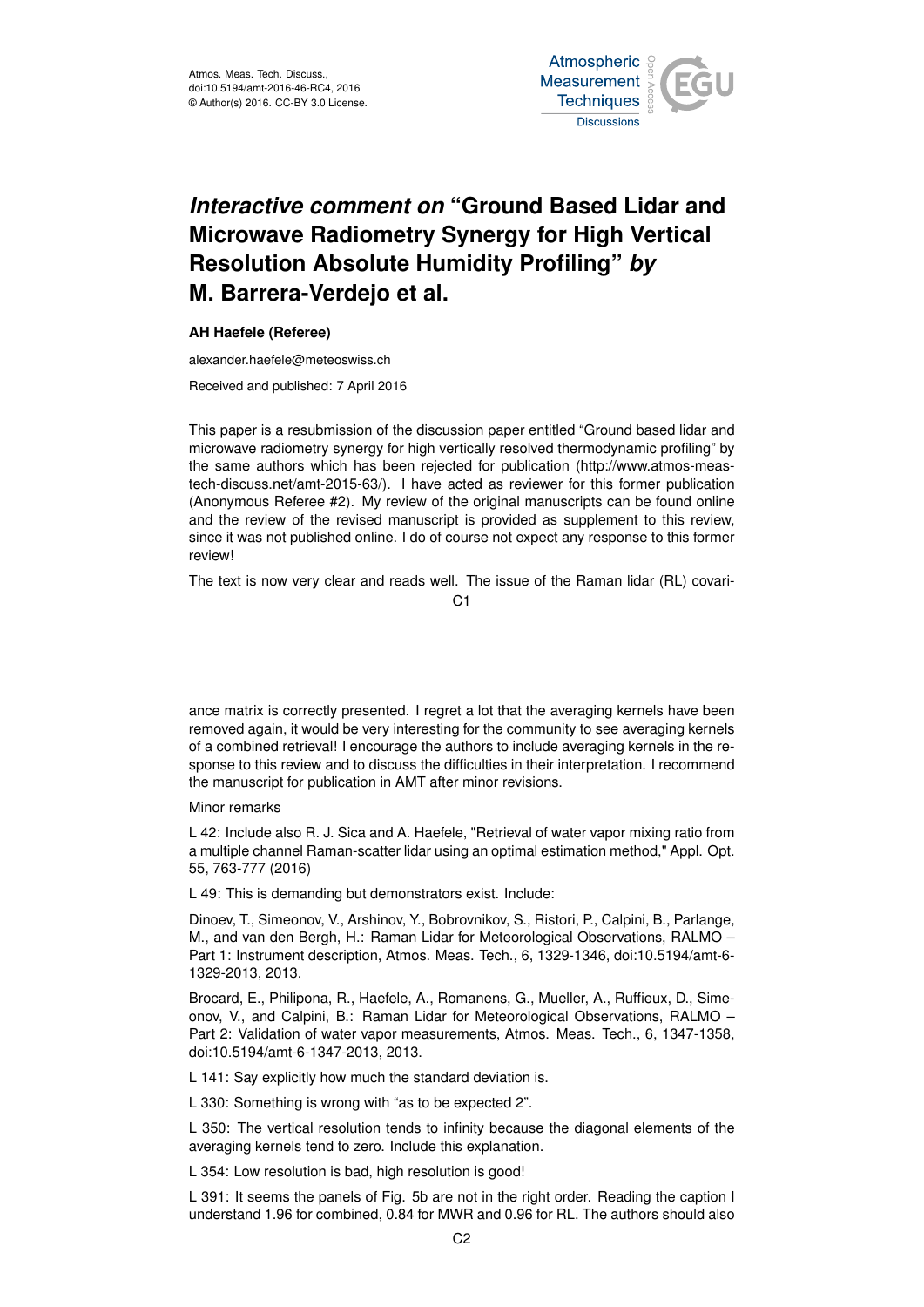# *Interactive comment on* "Ground Based Lidar and Microwave Radiometry Synergy for High Vertical Resolution Absolute Humidity Profiling" *by* M. Barrera-Verdejo et al.

**AH Haefele (Referee)**

alexander.haefele@meteoswiss.ch

Received and published: 7 April 2016

This paper is a resubmission of the discussion paper entitled "Ground based lidar and microwave radiometry synergy for high vertically resolved thermodynamic profiling" by the same authors which has been rejected for publication (http://www.atmos-meas-tech-discuss.net/amt-2015-63/). I have acted as reviewer for this former publication (Anonymous Referee #2). My review of the original manuscripts can be found online and the review of the revised manuscript is provided as supplement to this review, since it was not published online. I do of course not expect any response to this former review!

The text is now very clear and reads well. The issue of the Raman lidar (RL) covariance matrix is correctly presented. I regret a lot that the averaging kernels have been removed again, it would be very interesting for the community to see averaging kernels of a combined retrieval! I encourage the authors to include averaging kernels in the response to this review and to discuss the difficulties in their interpretation. I recommend the manuscript for publication in AMT after minor revisions.

Minor remarks

L 42: Include also R. J. Sica and A. Haefele, "Retrieval of water vapor mixing ratio from a multiple channel Raman-scatter lidar using an optimal estimation method," Appl. Opt. 55, 763-777 (2016)

L 49: This is demanding but demonstrators exist. Include:

Dinoev, T., Simeonov, V., Arshinov, Y., Bobrovnikov, S., Ristori, P., Calpini, B., Parlange, M., and van den Bergh, H.: Raman Lidar for Meteorological Observations, RALMO – Part 1: Instrument description, Atmos. Meas. Tech., 6, 1329-1346, doi:10.5194/amt-6-1329-2013, 2013.

Brocard, E., Philipona, R., Haefele, A., Romanens, G., Mueller, A., Ruffieux, D., Simeonov, V., and Calpini, B.: Raman Lidar for Meteorological Observations, RALMO – Part 2: Validation of water vapor measurements, Atmos. Meas. Tech., 6, 1347-1358, doi:10.5194/amt-6-1347-2013, 2013.

L 141: Say explicitly how much the standard deviation is.

L 330: Something is wrong with "as to be expected 2".

L 350: The vertical resolution tends to infinity because the diagonal elements of the averaging kernels tend to zero. Include this explanation.

L 354: Low resolution is bad, high resolution is good!

L 391: It seems the panels of Fig. 5b are not in the right order. Reading the caption I understand 1.96 for combined, 0.84 for MWR and 0.96 for RL. The authors should also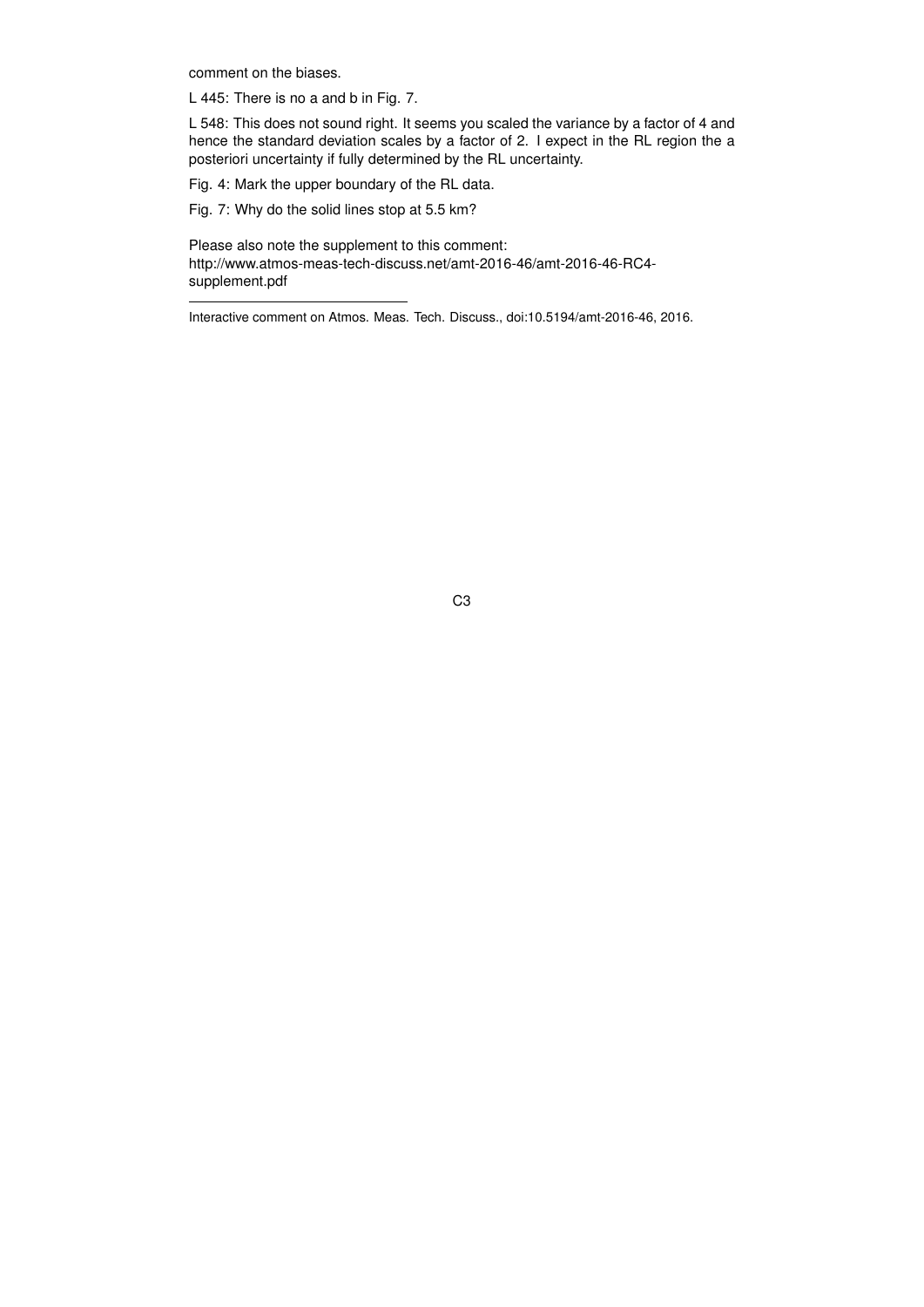comment on the biases.

L 445: There is no a and b in Fig. 7.

L 548: This does not sound right. It seems you scaled the variance by a factor of 4 and hence the standard deviation scales by a factor of 2. I expect in the RL region the a posteriori uncertainty if fully determined by the RL uncertainty.

Fig. 4: Mark the upper boundary of the RL data.

Fig. 7: Why do the solid lines stop at 5.5 km?

Please also note the supplement to this comment:
http://www.atmos-meas-tech-discuss.net/amt-2016-46/amt-2016-46-RC4-supplement.pdf

---

Interactive comment on Atmos. Meas. Tech. Discuss., doi:10.5194/amt-2016-46, 2016.